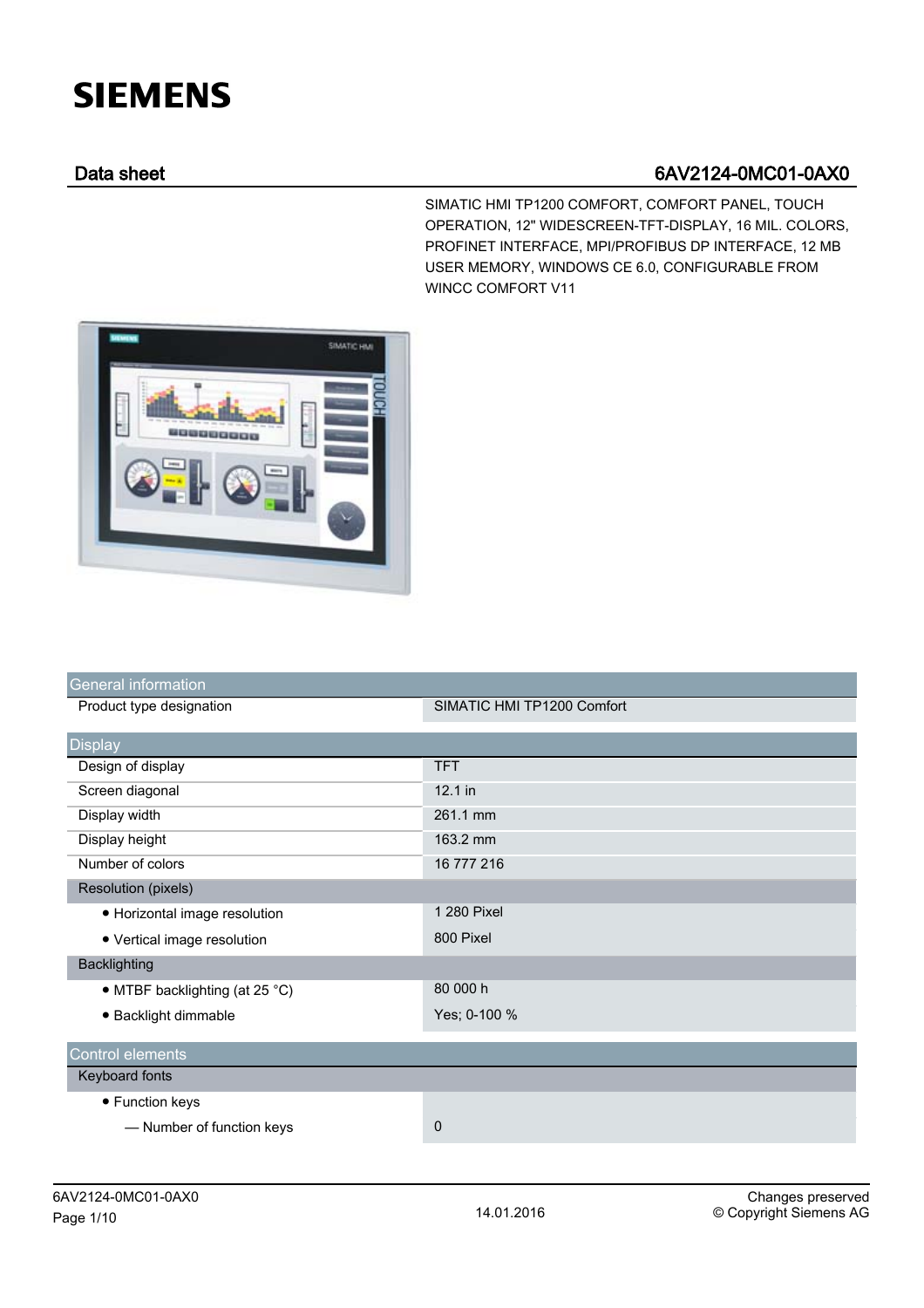# SIEMENS

## Data sheet 6AV2124-0MC01-0AX0

SIMATIC HMI TP1200 COMFORT, COMFORT PANEL, TOUCH OPERATION, 12" WIDESCREEN-TFT-DISPLAY, 16 MIL. COLORS, PROFINET INTERFACE, MPI/PROFIBUS DP INTERFACE, 12 MB USER MEMORY, WINDOWS CE 6.0, CONFIGURABLE FROM WINCC COMFORT V11

| General information | |
|---|---|
| Product type designation | SIMATIC HMI TP1200 Comfort |

| Display | |
|---|---|
| Design of display | TFT |
| Screen diagonal | 12.1 in |
| Display width | 261.1 mm |
| Display height | 163.2 mm |
| Number of colors | 16 777 216 |
| Resolution (pixels) | |
| • Horizontal image resolution | 1 280 Pixel |
| • Vertical image resolution | 800 Pixel |
| Backlighting | |
| • MTBF backlighting (at 25 °C) | 80 000 h |
| • Backlight dimmable | Yes; 0-100 % |

| Control elements | |
|---|---|
| Keyboard fonts | |
| • Function keys | |
| — Number of function keys | 0 |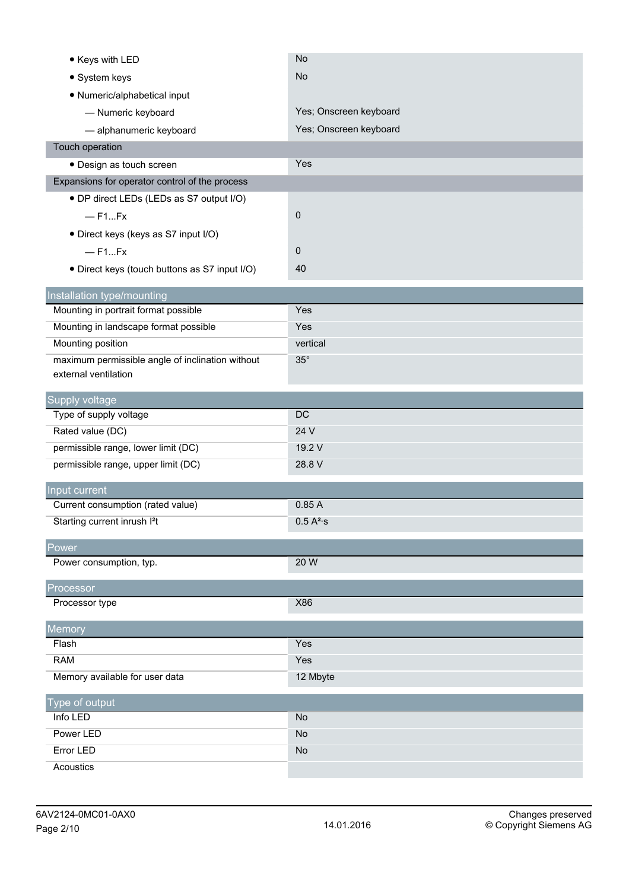| | |
|---|---|
| • Keys with LED | No |
| • System keys | No |
| • Numeric/alphabetical input | |
| — Numeric keyboard | Yes; Onscreen keyboard |
| — alphanumeric keyboard | Yes; Onscreen keyboard |
| **Touch operation** | |
| • Design as touch screen | Yes |
| **Expansions for operator control of the process** | |
| • DP direct LEDs (LEDs as S7 output I/O) | |
| — F1...Fx | 0 |
| • Direct keys (keys as S7 input I/O) | |
| — F1...Fx | 0 |
| • Direct keys (touch buttons as S7 input I/O) | 40 |

## Installation type/mounting

| | |
|---|---|
| Mounting in portrait format possible | Yes |
| Mounting in landscape format possible | Yes |
| Mounting position | vertical |
| maximum permissible angle of inclination without external ventilation | 35° |

## Supply voltage

| | |
|---|---|
| Type of supply voltage | DC |
| Rated value (DC) | 24 V |
| permissible range, lower limit (DC) | 19.2 V |
| permissible range, upper limit (DC) | 28.8 V |

## Input current

| | |
|---|---|
| Current consumption (rated value) | 0.85 A |
| Starting current inrush $I^2t$ | 0.5 $A^2 \cdot s$ |

## Power

| | |
|---|---|
| Power consumption, typ. | 20 W |

## Processor

| | |
|---|---|
| Processor type | X86 |

## Memory

| | |
|---|---|
| Flash | Yes |
| RAM | Yes |
| Memory available for user data | 12 Mbyte |

## Type of output

| | |
|---|---|
| Info LED | No |
| Power LED | No |
| Error LED | No |
| Acoustics | |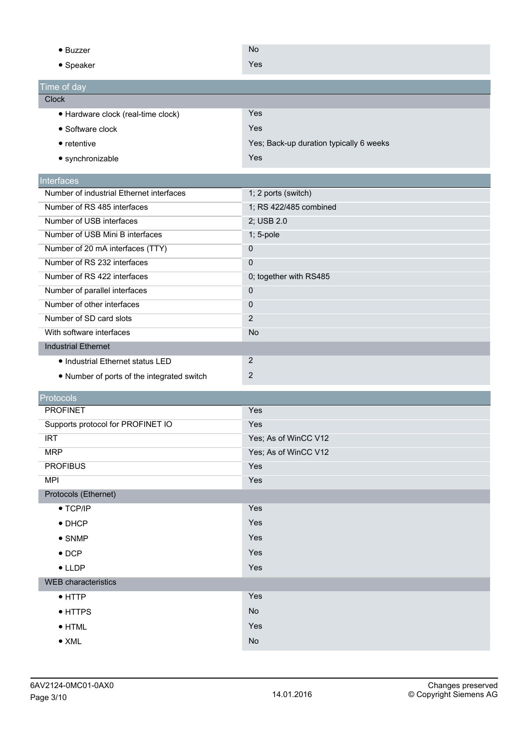| | |
|---|---|
| • Buzzer | No |
| • Speaker | Yes |

## Time of day

| | |
|---|---|
| **Clock** | |
| • Hardware clock (real-time clock) | Yes |
| • Software clock | Yes |
| • retentive | Yes; Back-up duration typically 6 weeks |
| • synchronizable | Yes |

## Interfaces

| | |
|---|---|
| Number of industrial Ethernet interfaces | 1; 2 ports (switch) |
| Number of RS 485 interfaces | 1; RS 422/485 combined |
| Number of USB interfaces | 2; USB 2.0 |
| Number of USB Mini B interfaces | 1; 5-pole |
| Number of 20 mA interfaces (TTY) | 0 |
| Number of RS 232 interfaces | 0 |
| Number of RS 422 interfaces | 0; together with RS485 |
| Number of parallel interfaces | 0 |
| Number of other interfaces | 0 |
| Number of SD card slots | 2 |
| With software interfaces | No |
| **Industrial Ethernet** | |
| • Industrial Ethernet status LED | 2 |
| • Number of ports of the integrated switch | 2 |

## Protocols

| | |
|---|---|
| PROFINET | Yes |
| Supports protocol for PROFINET IO | Yes |
| IRT | Yes; As of WinCC V12 |
| MRP | Yes; As of WinCC V12 |
| PROFIBUS | Yes |
| MPI | Yes |
| **Protocols (Ethernet)** | |
| • TCP/IP | Yes |
| • DHCP | Yes |
| • SNMP | Yes |
| • DCP | Yes |
| • LLDP | Yes |
| **WEB characteristics** | |
| • HTTP | Yes |
| • HTTPS | No |
| • HTML | Yes |
| • XML | No |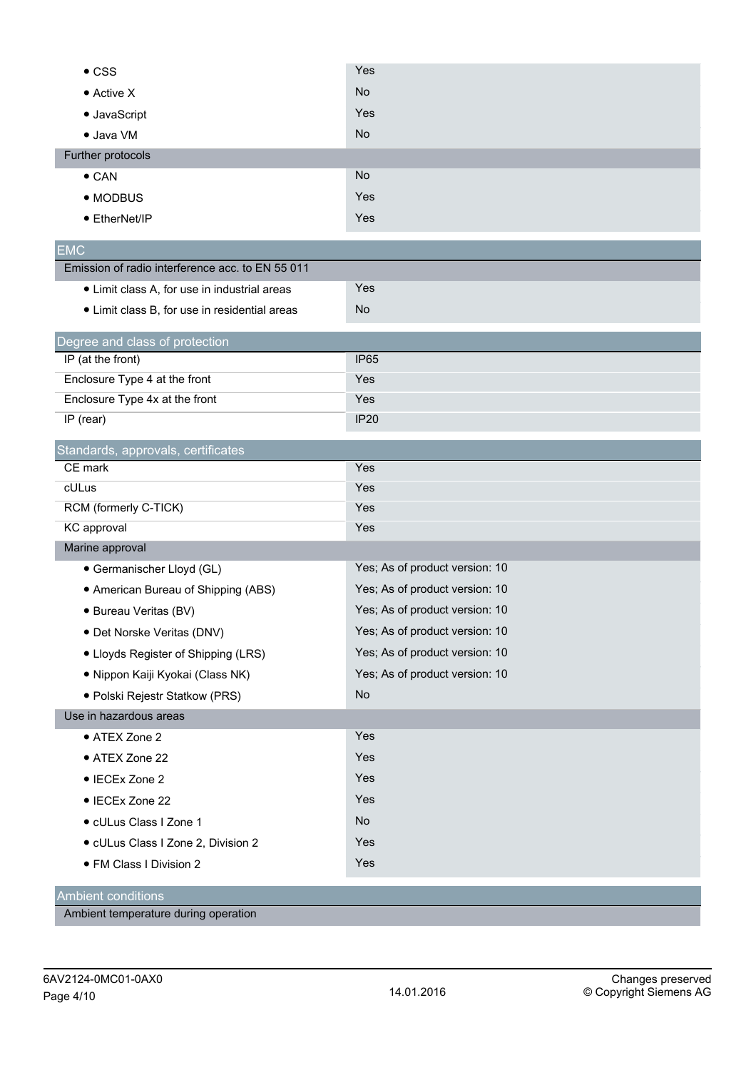| | |
|---|---|
| • CSS | Yes |
| • Active X | No |
| • JavaScript | Yes |
| • Java VM | No |
| Further protocols | |
| • CAN | No |
| • MODBUS | Yes |
| • EtherNet/IP | Yes |

## EMC

| | |
|---|---|
| Emission of radio interference acc. to EN 55 011 | |
| • Limit class A, for use in industrial areas | Yes |
| • Limit class B, for use in residential areas | No |

## Degree and class of protection

| | |
|---|---|
| IP (at the front) | IP65 |
| Enclosure Type 4 at the front | Yes |
| Enclosure Type 4x at the front | Yes |
| IP (rear) | IP20 |

## Standards, approvals, certificates

| | |
|---|---|
| CE mark | Yes |
| cULus | Yes |
| RCM (formerly C-TICK) | Yes |
| KC approval | Yes |
| Marine approval | |
| • Germanischer Lloyd (GL) | Yes; As of product version: 10 |
| • American Bureau of Shipping (ABS) | Yes; As of product version: 10 |
| • Bureau Veritas (BV) | Yes; As of product version: 10 |
| • Det Norske Veritas (DNV) | Yes; As of product version: 10 |
| • Lloyds Register of Shipping (LRS) | Yes; As of product version: 10 |
| • Nippon Kaiji Kyokai (Class NK) | Yes; As of product version: 10 |
| • Polski Rejestr Statkow (PRS) | No |
| Use in hazardous areas | |
| • ATEX Zone 2 | Yes |
| • ATEX Zone 22 | Yes |
| • IECEx Zone 2 | Yes |
| • IECEx Zone 22 | Yes |
| • cULus Class I Zone 1 | No |
| • cULus Class I Zone 2, Division 2 | Yes |
| • FM Class I Division 2 | Yes |

## Ambient conditions

| | |
|---|---|
| Ambient temperature during operation | |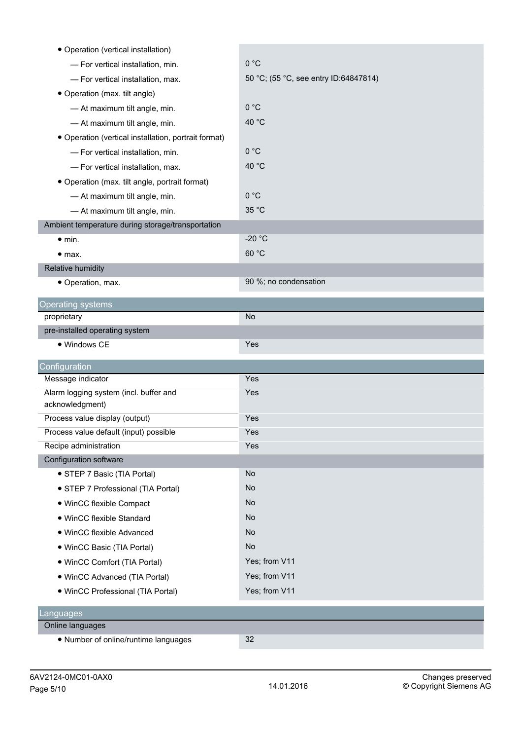| | |
|---|---|
| • Operation (vertical installation) | |
| — For vertical installation, min. | 0 °C |
| — For vertical installation, max. | 50 °C; (55 °C, see entry ID:64847814) |
| • Operation (max. tilt angle) | |
| — At maximum tilt angle, min. | 0 °C |
| — At maximum tilt angle, min. | 40 °C |
| • Operation (vertical installation, portrait format) | |
| — For vertical installation, min. | 0 °C |
| — For vertical installation, max. | 40 °C |
| • Operation (max. tilt angle, portrait format) | |
| — At maximum tilt angle, min. | 0 °C |
| — At maximum tilt angle, min. | 35 °C |
| **Ambient temperature during storage/transportation** | |
| • min. | -20 °C |
| • max. | 60 °C |
| **Relative humidity** | |
| • Operation, max. | 90 %; no condensation |

## Operating systems

| | |
|---|---|
| proprietary | No |
| **pre-installed operating system** | |
| • Windows CE | Yes |

## Configuration

| | |
|---|---|
| Message indicator | Yes |
| Alarm logging system (incl. buffer and acknowledgment) | Yes |
| Process value display (output) | Yes |
| Process value default (input) possible | Yes |
| Recipe administration | Yes |
| **Configuration software** | |
| • STEP 7 Basic (TIA Portal) | No |
| • STEP 7 Professional (TIA Portal) | No |
| • WinCC flexible Compact | No |
| • WinCC flexible Standard | No |
| • WinCC flexible Advanced | No |
| • WinCC Basic (TIA Portal) | No |
| • WinCC Comfort (TIA Portal) | Yes; from V11 |
| • WinCC Advanced (TIA Portal) | Yes; from V11 |
| • WinCC Professional (TIA Portal) | Yes; from V11 |

## Languages

| | |
|---|---|
| **Online languages** | |
| • Number of online/runtime languages | 32 |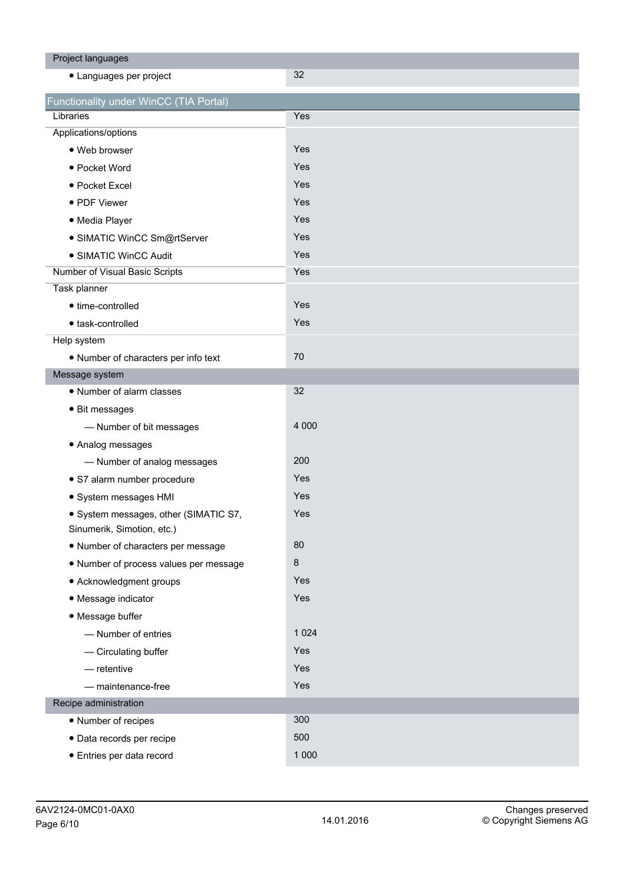| Project languages | |
|---|---|
| • Languages per project | 32 |

| Functionality under WinCC (TIA Portal) | |
|---|---|
| Libraries | Yes |
| Applications/options | |
| • Web browser | Yes |
| • Pocket Word | Yes |
| • Pocket Excel | Yes |
| • PDF Viewer | Yes |
| • Media Player | Yes |
| • SIMATIC WinCC Sm@rtServer | Yes |
| • SIMATIC WinCC Audit | Yes |
| Number of Visual Basic Scripts | Yes |
| Task planner | |
| • time-controlled | Yes |
| • task-controlled | Yes |
| Help system | |
| • Number of characters per info text | 70 |
| **Message system** | |
| • Number of alarm classes | 32 |
| • Bit messages | |
| — Number of bit messages | 4 000 |
| • Analog messages | |
| — Number of analog messages | 200 |
| • S7 alarm number procedure | Yes |
| • System messages HMI | Yes |
| • System messages, other (SIMATIC S7, Sinumerik, Simotion, etc.) | Yes |
| • Number of characters per message | 80 |
| • Number of process values per message | 8 |
| • Acknowledgment groups | Yes |
| • Message indicator | Yes |
| • Message buffer | |
| — Number of entries | 1 024 |
| — Circulating buffer | Yes |
| — retentive | Yes |
| — maintenance-free | Yes |
| **Recipe administration** | |
| • Number of recipes | 300 |
| • Data records per recipe | 500 |
| • Entries per data record | 1 000 |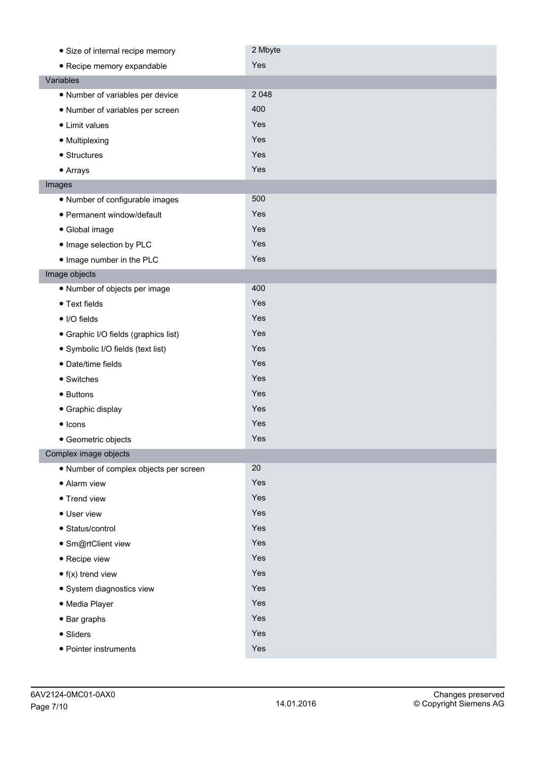| | |
|---|---|
| • Size of internal recipe memory | 2 Mbyte |
| • Recipe memory expandable | Yes |
| **Variables** | |
| • Number of variables per device | 2 048 |
| • Number of variables per screen | 400 |
| • Limit values | Yes |
| • Multiplexing | Yes |
| • Structures | Yes |
| • Arrays | Yes |
| **Images** | |
| • Number of configurable images | 500 |
| • Permanent window/default | Yes |
| • Global image | Yes |
| • Image selection by PLC | Yes |
| • Image number in the PLC | Yes |
| **Image objects** | |
| • Number of objects per image | 400 |
| • Text fields | Yes |
| • I/O fields | Yes |
| • Graphic I/O fields (graphics list) | Yes |
| • Symbolic I/O fields (text list) | Yes |
| • Date/time fields | Yes |
| • Switches | Yes |
| • Buttons | Yes |
| • Graphic display | Yes |
| • Icons | Yes |
| • Geometric objects | Yes |
| **Complex image objects** | |
| • Number of complex objects per screen | 20 |
| • Alarm view | Yes |
| • Trend view | Yes |
| • User view | Yes |
| • Status/control | Yes |
| • Sm@rtClient view | Yes |
| • Recipe view | Yes |
| • f(x) trend view | Yes |
| • System diagnostics view | Yes |
| • Media Player | Yes |
| • Bar graphs | Yes |
| • Sliders | Yes |
| • Pointer instruments | Yes |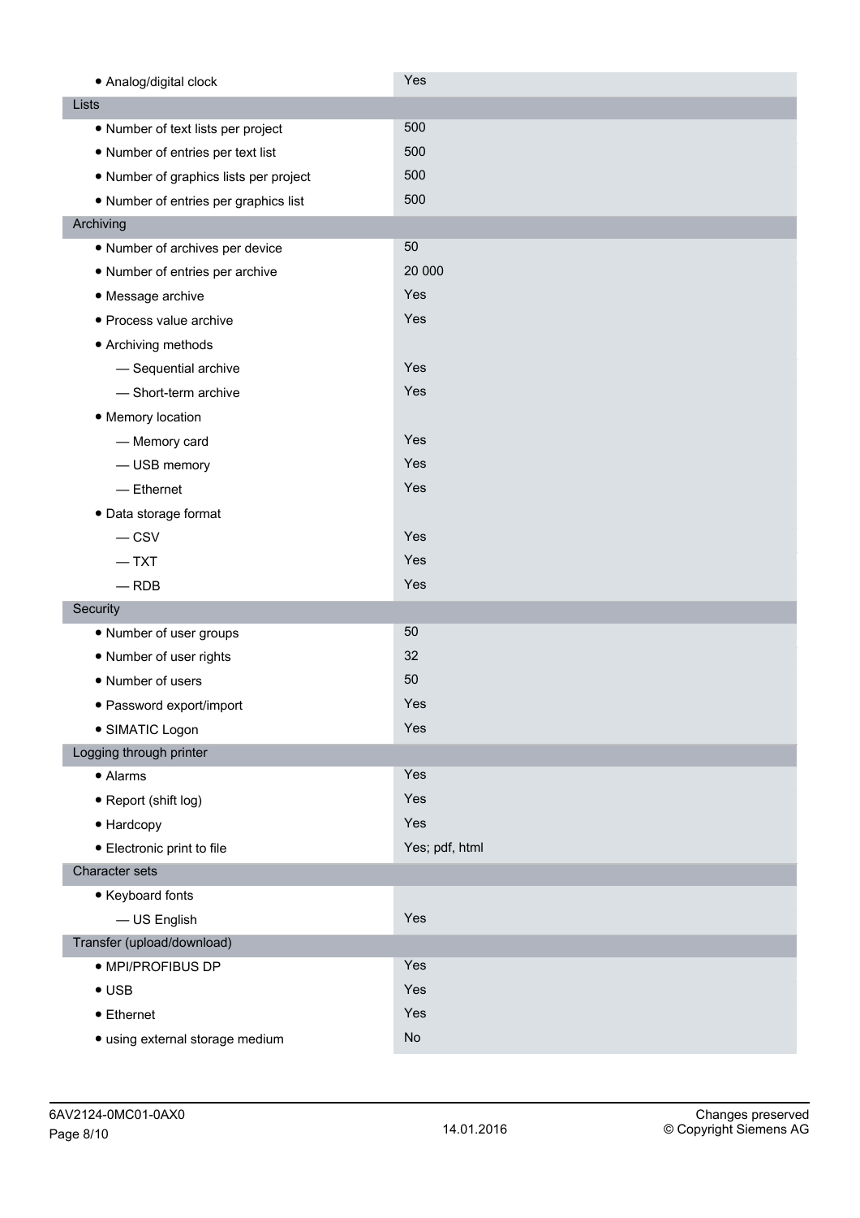| | |
|---|---|
| • Analog/digital clock | Yes |
| **Lists** | |
| • Number of text lists per project | 500 |
| • Number of entries per text list | 500 |
| • Number of graphics lists per project | 500 |
| • Number of entries per graphics list | 500 |
| **Archiving** | |
| • Number of archives per device | 50 |
| • Number of entries per archive | 20 000 |
| • Message archive | Yes |
| • Process value archive | Yes |
| • Archiving methods | |
| — Sequential archive | Yes |
| — Short-term archive | Yes |
| • Memory location | |
| — Memory card | Yes |
| — USB memory | Yes |
| — Ethernet | Yes |
| • Data storage format | |
| — CSV | Yes |
| — TXT | Yes |
| — RDB | Yes |
| **Security** | |
| • Number of user groups | 50 |
| • Number of user rights | 32 |
| • Number of users | 50 |
| • Password export/import | Yes |
| • SIMATIC Logon | Yes |
| **Logging through printer** | |
| • Alarms | Yes |
| • Report (shift log) | Yes |
| • Hardcopy | Yes |
| • Electronic print to file | Yes; pdf, html |
| **Character sets** | |
| • Keyboard fonts | |
| — US English | Yes |
| **Transfer (upload/download)** | |
| • MPI/PROFIBUS DP | Yes |
| • USB | Yes |
| • Ethernet | Yes |
| • using external storage medium | No |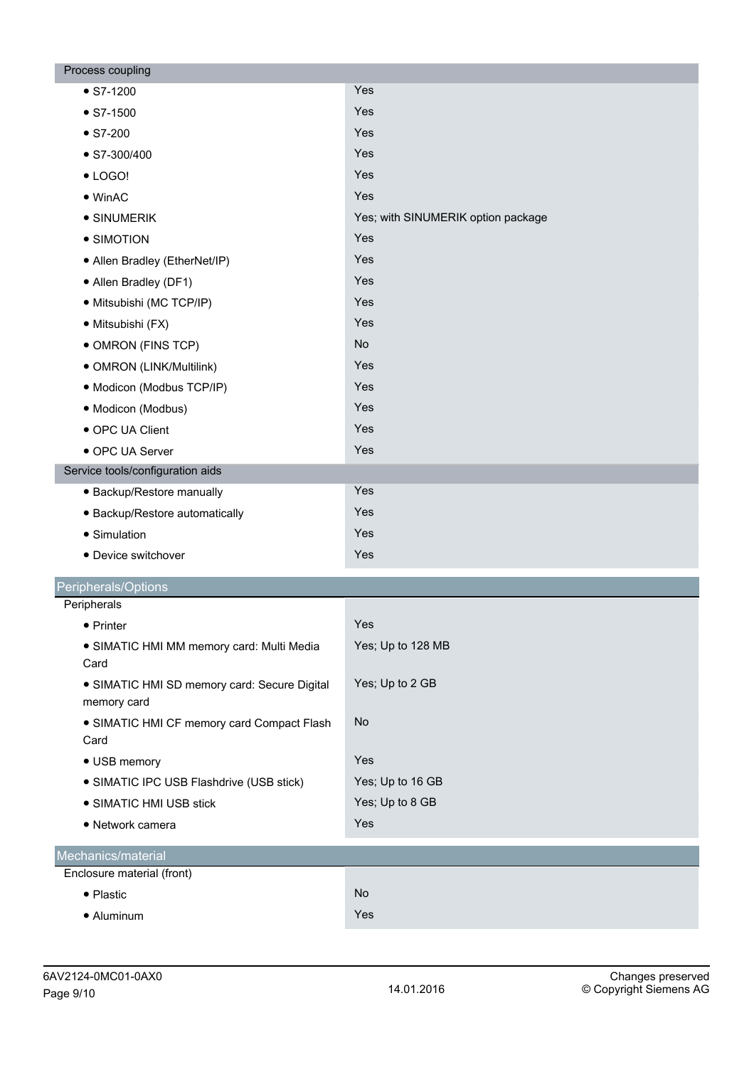| Process coupling | |
|---|---|
| • S7-1200 | Yes |
| • S7-1500 | Yes |
| • S7-200 | Yes |
| • S7-300/400 | Yes |
| • LOGO! | Yes |
| • WinAC | Yes |
| • SINUMERIK | Yes; with SINUMERIK option package |
| • SIMOTION | Yes |
| • Allen Bradley (EtherNet/IP) | Yes |
| • Allen Bradley (DF1) | Yes |
| • Mitsubishi (MC TCP/IP) | Yes |
| • Mitsubishi (FX) | Yes |
| • OMRON (FINS TCP) | No |
| • OMRON (LINK/Multilink) | Yes |
| • Modicon (Modbus TCP/IP) | Yes |
| • Modicon (Modbus) | Yes |
| • OPC UA Client | Yes |
| • OPC UA Server | Yes |
| **Service tools/configuration aids** | |
| • Backup/Restore manually | Yes |
| • Backup/Restore automatically | Yes |
| • Simulation | Yes |
| • Device switchover | Yes |

## Peripherals/Options

| Peripherals | |
|---|---|
| • Printer | Yes |
| • SIMATIC HMI MM memory card: Multi Media Card | Yes; Up to 128 MB |
| • SIMATIC HMI SD memory card: Secure Digital memory card | Yes; Up to 2 GB |
| • SIMATIC HMI CF memory card Compact Flash Card | No |
| • USB memory | Yes |
| • SIMATIC IPC USB Flashdrive (USB stick) | Yes; Up to 16 GB |
| • SIMATIC HMI USB stick | Yes; Up to 8 GB |
| • Network camera | Yes |

## Mechanics/material

| Enclosure material (front) | |
|---|---|
| • Plastic | No |
| • Aluminum | Yes |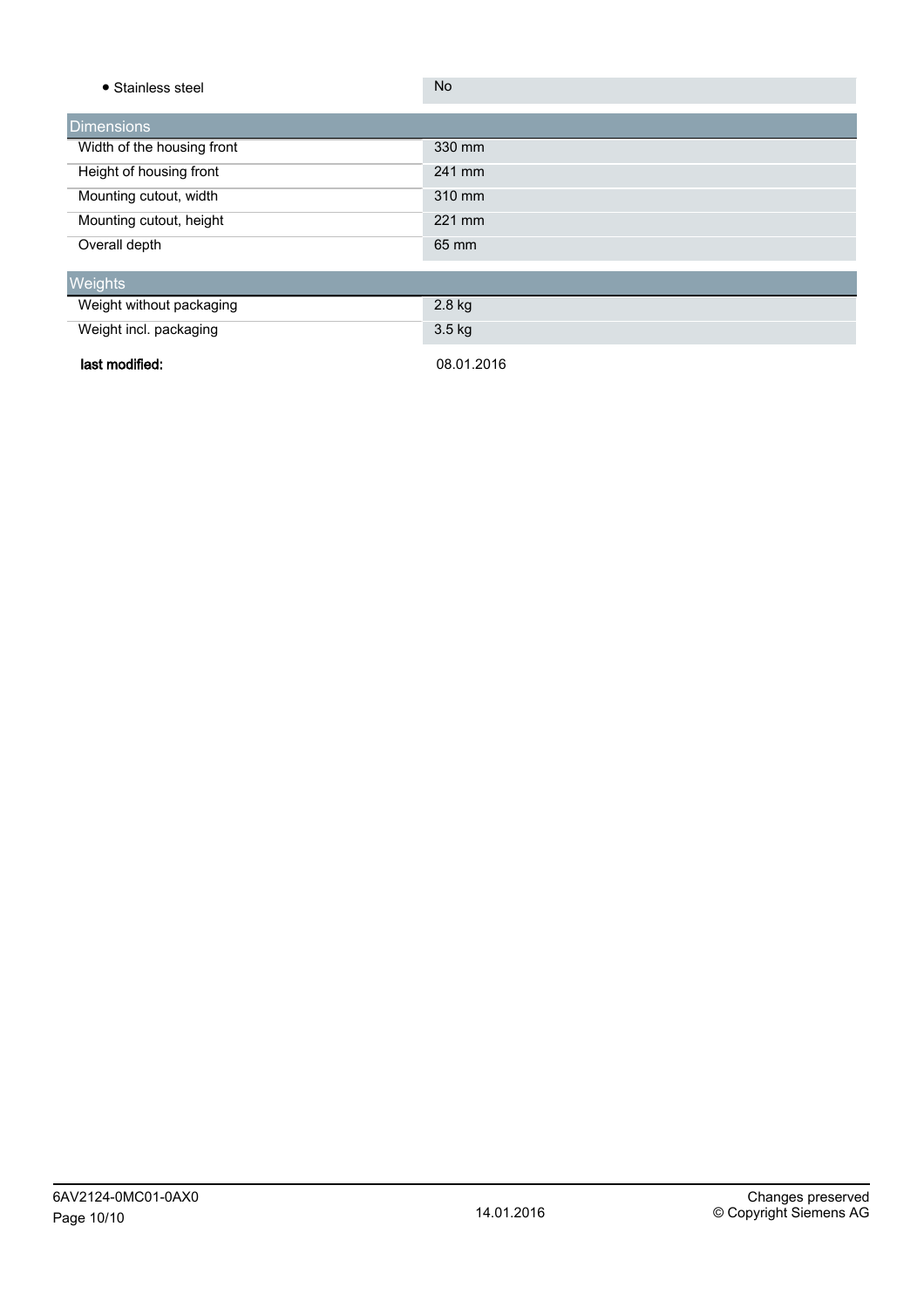| | |
|---|---|
| • Stainless steel | No |

| Dimensions | |
|---|---|
| Width of the housing front | 330 mm |
| Height of housing front | 241 mm |
| Mounting cutout, width | 310 mm |
| Mounting cutout, height | 221 mm |
| Overall depth | 65 mm |

| Weights | |
|---|---|
| Weight without packaging | 2.8 kg |
| Weight incl. packaging | 3.5 kg |

**last modified:** 08.01.2016